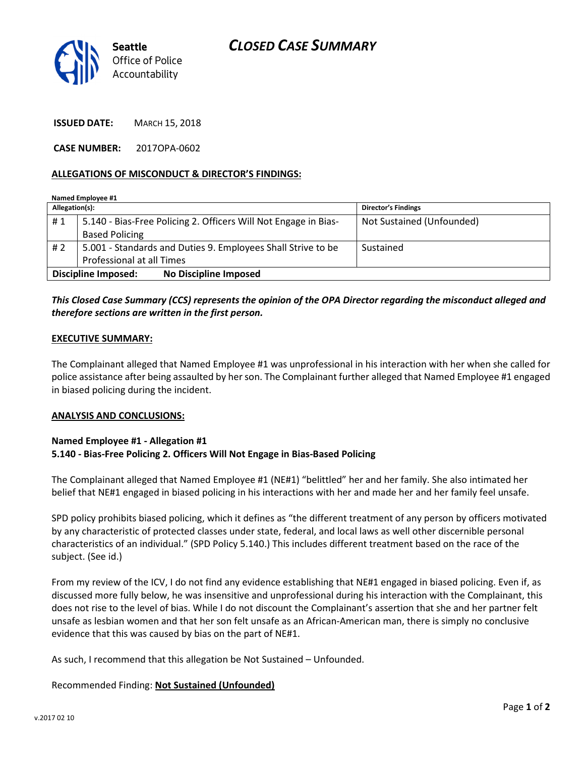Seattle Office of Police Accountability

# CLOSED CASE SUMMARY

**ISSUED DATE:** MARCH 15, 2018

**CASE NUMBER:** 2017OPA-0602

## ALLEGATIONS OF MISCONDUCT & DIRECTOR'S FINDINGS:

**Named Employee #1**

| Allegation(s): | | Director's Findings |
|---|---|---|
| # 1 | 5.140 - Bias-Free Policing 2. Officers Will Not Engage in Bias-Based Policing | Not Sustained (Unfounded) |
| # 2 | 5.001 - Standards and Duties 9. Employees Shall Strive to be Professional at all Times | Sustained |
| **Discipline Imposed:** | **No Discipline Imposed** | |

***This Closed Case Summary (CCS) represents the opinion of the OPA Director regarding the misconduct alleged and therefore sections are written in the first person.***

## EXECUTIVE SUMMARY:

The Complainant alleged that Named Employee #1 was unprofessional in his interaction with her when she called for police assistance after being assaulted by her son. The Complainant further alleged that Named Employee #1 engaged in biased policing during the incident.

## ANALYSIS AND CONCLUSIONS:

**Named Employee #1 - Allegation #1**
**5.140 - Bias-Free Policing 2. Officers Will Not Engage in Bias-Based Policing**

The Complainant alleged that Named Employee #1 (NE#1) "belittled" her and her family. She also intimated her belief that NE#1 engaged in biased policing in his interactions with her and made her and her family feel unsafe.

SPD policy prohibits biased policing, which it defines as "the different treatment of any person by officers motivated by any characteristic of protected classes under state, federal, and local laws as well other discernible personal characteristics of an individual." (SPD Policy 5.140.) This includes different treatment based on the race of the subject. (See id.)

From my review of the ICV, I do not find any evidence establishing that NE#1 engaged in biased policing. Even if, as discussed more fully below, he was insensitive and unprofessional during his interaction with the Complainant, this does not rise to the level of bias. While I do not discount the Complainant's assertion that she and her partner felt unsafe as lesbian women and that her son felt unsafe as an African-American man, there is simply no conclusive evidence that this was caused by bias on the part of NE#1.

As such, I recommend that this allegation be Not Sustained – Unfounded.

Recommended Finding: **Not Sustained (Unfounded)**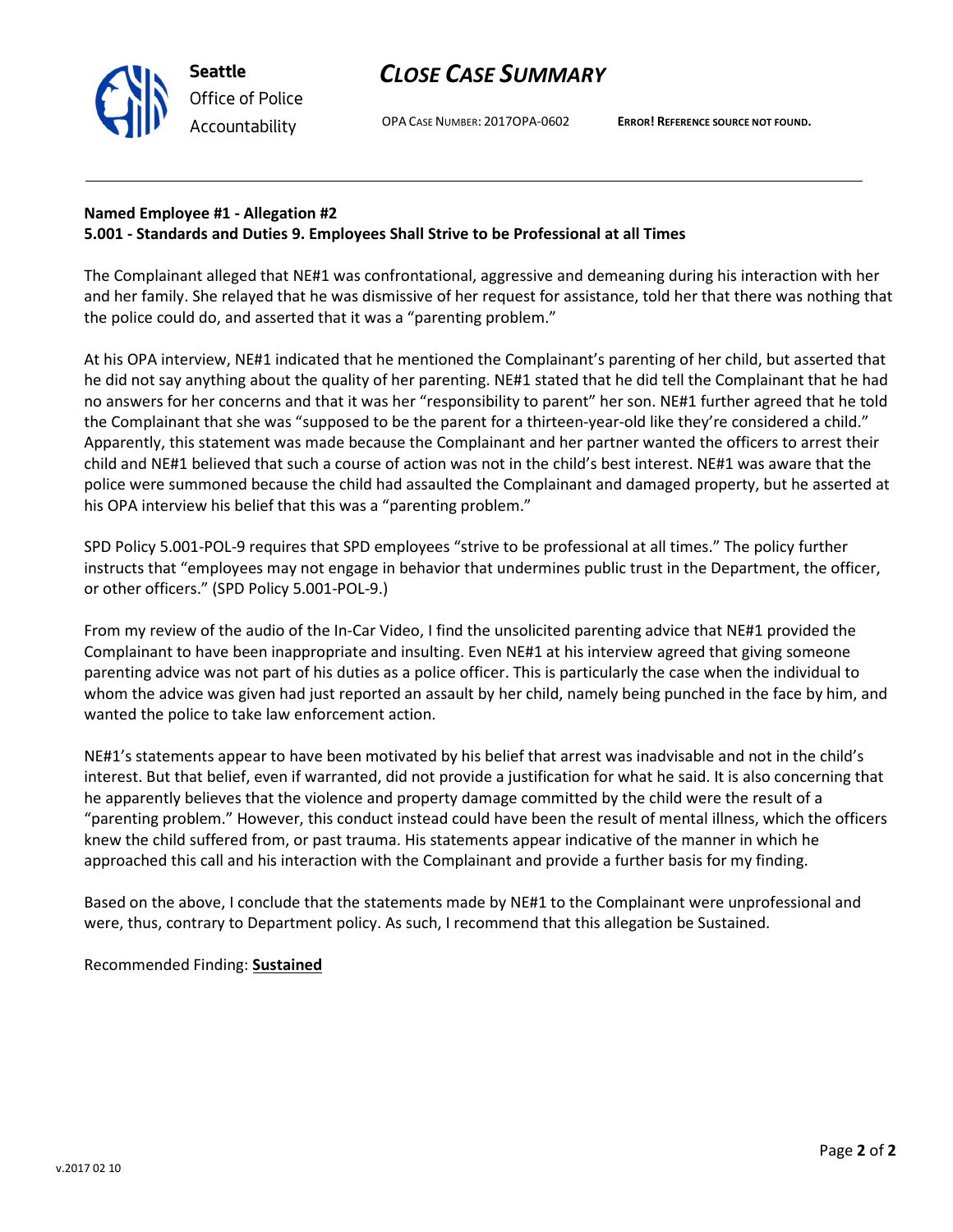**Named Employee #1 - Allegation #2**
**5.001 - Standards and Duties 9. Employees Shall Strive to be Professional at all Times**

The Complainant alleged that NE#1 was confrontational, aggressive and demeaning during his interaction with her and her family. She relayed that he was dismissive of her request for assistance, told her that there was nothing that the police could do, and asserted that it was a "parenting problem."

At his OPA interview, NE#1 indicated that he mentioned the Complainant's parenting of her child, but asserted that he did not say anything about the quality of her parenting. NE#1 stated that he did tell the Complainant that he had no answers for her concerns and that it was her "responsibility to parent" her son. NE#1 further agreed that he told the Complainant that she was "supposed to be the parent for a thirteen-year-old like they're considered a child." Apparently, this statement was made because the Complainant and her partner wanted the officers to arrest their child and NE#1 believed that such a course of action was not in the child's best interest. NE#1 was aware that the police were summoned because the child had assaulted the Complainant and damaged property, but he asserted at his OPA interview his belief that this was a "parenting problem."

SPD Policy 5.001-POL-9 requires that SPD employees "strive to be professional at all times." The policy further instructs that "employees may not engage in behavior that undermines public trust in the Department, the officer, or other officers." (SPD Policy 5.001-POL-9.)

From my review of the audio of the In-Car Video, I find the unsolicited parenting advice that NE#1 provided the Complainant to have been inappropriate and insulting. Even NE#1 at his interview agreed that giving someone parenting advice was not part of his duties as a police officer. This is particularly the case when the individual to whom the advice was given had just reported an assault by her child, namely being punched in the face by him, and wanted the police to take law enforcement action.

NE#1's statements appear to have been motivated by his belief that arrest was inadvisable and not in the child's interest. But that belief, even if warranted, did not provide a justification for what he said. It is also concerning that he apparently believes that the violence and property damage committed by the child were the result of a "parenting problem." However, this conduct instead could have been the result of mental illness, which the officers knew the child suffered from, or past trauma. His statements appear indicative of the manner in which he approached this call and his interaction with the Complainant and provide a further basis for my finding.

Based on the above, I conclude that the statements made by NE#1 to the Complainant were unprofessional and were, thus, contrary to Department policy. As such, I recommend that this allegation be Sustained.

Recommended Finding: **Sustained**